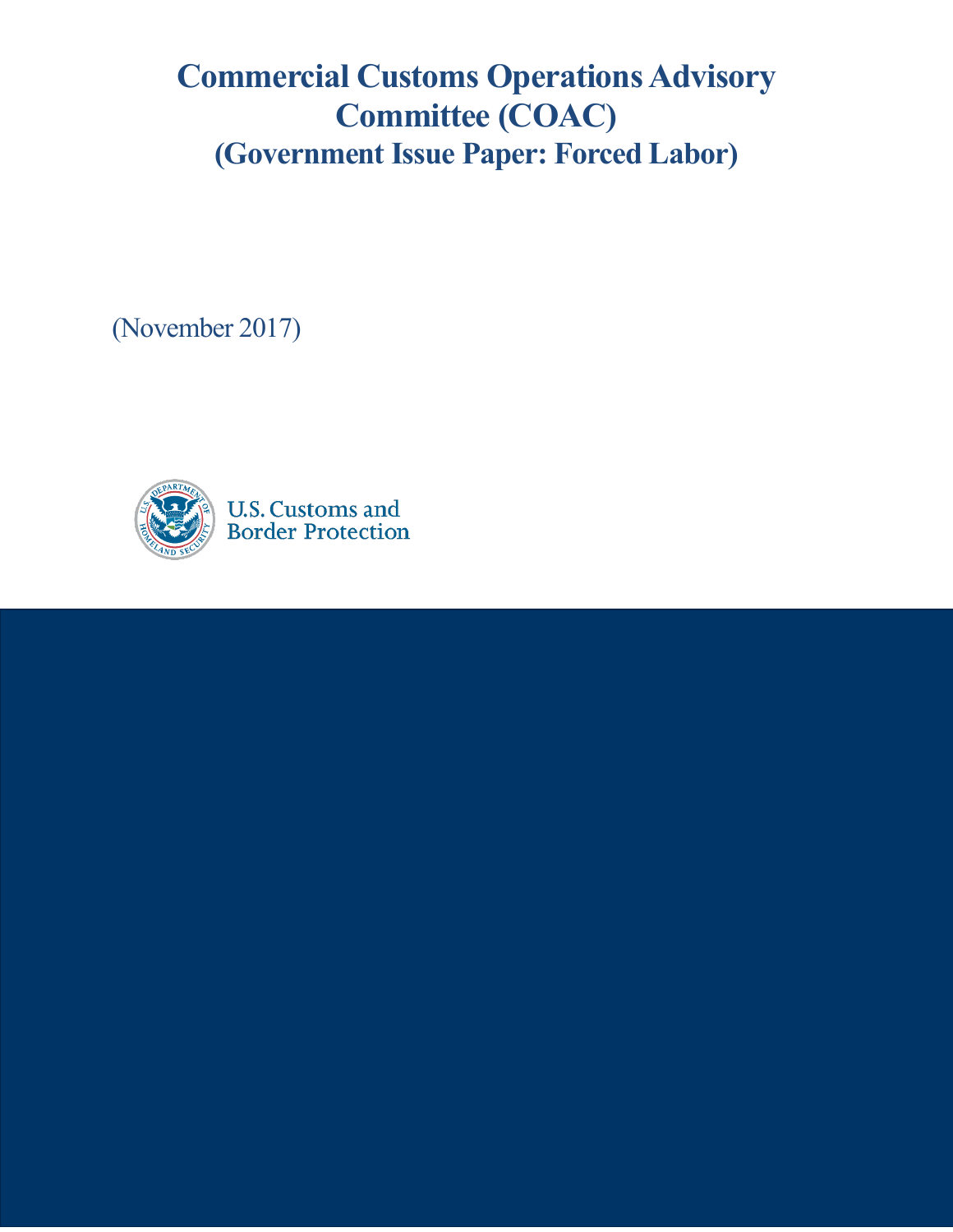# Commercial Customs Operations Advisory Committee (COAC)
# (Government Issue Paper: Forced Labor)

(November 2017)

U.S. Customs and Border Protection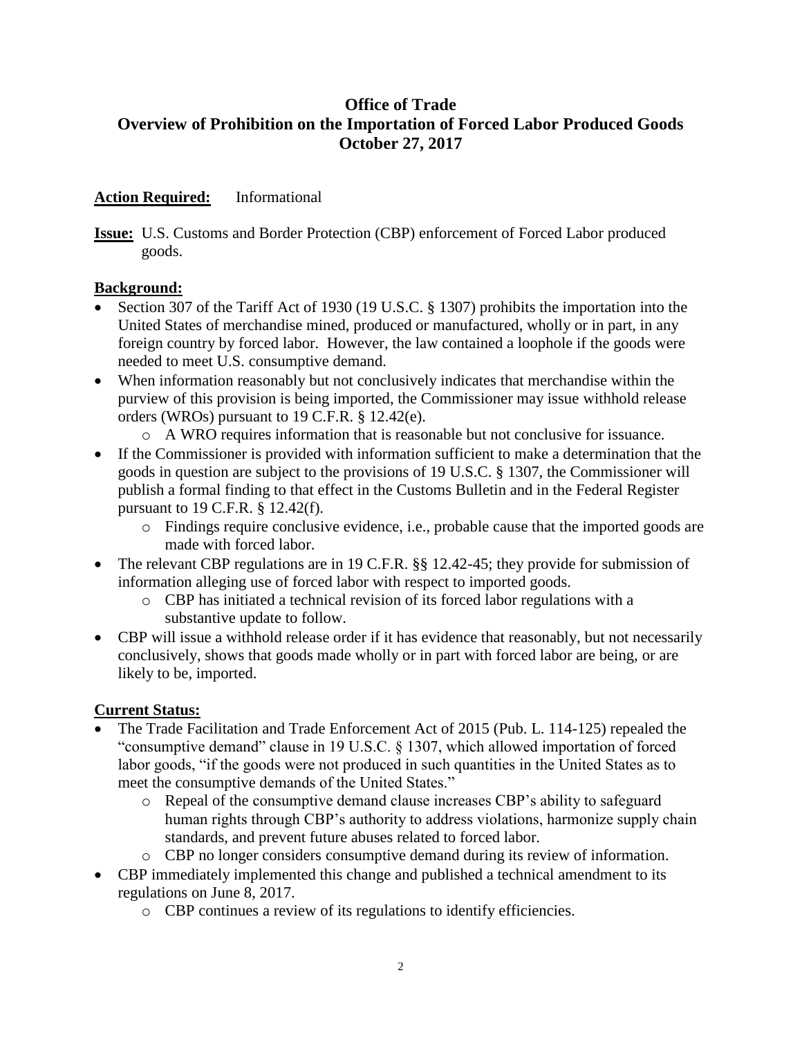# Office of Trade
# Overview of Prohibition on the Importation of Forced Labor Produced Goods
# October 27, 2017

**Action Required:** Informational

**Issue:** U.S. Customs and Border Protection (CBP) enforcement of Forced Labor produced goods.

**Background:**

- Section 307 of the Tariff Act of 1930 (19 U.S.C. § 1307) prohibits the importation into the United States of merchandise mined, produced or manufactured, wholly or in part, in any foreign country by forced labor. However, the law contained a loophole if the goods were needed to meet U.S. consumptive demand.
- When information reasonably but not conclusively indicates that merchandise within the purview of this provision is being imported, the Commissioner may issue withhold release orders (WROs) pursuant to 19 C.F.R. § 12.42(e).
    - A WRO requires information that is reasonable but not conclusive for issuance.
- If the Commissioner is provided with information sufficient to make a determination that the goods in question are subject to the provisions of 19 U.S.C. § 1307, the Commissioner will publish a formal finding to that effect in the Customs Bulletin and in the Federal Register pursuant to 19 C.F.R. § 12.42(f).
    - Findings require conclusive evidence, i.e., probable cause that the imported goods are made with forced labor.
- The relevant CBP regulations are in 19 C.F.R. §§ 12.42-45; they provide for submission of information alleging use of forced labor with respect to imported goods.
    - CBP has initiated a technical revision of its forced labor regulations with a substantive update to follow.
- CBP will issue a withhold release order if it has evidence that reasonably, but not necessarily conclusively, shows that goods made wholly or in part with forced labor are being, or are likely to be, imported.

**Current Status:**

- The Trade Facilitation and Trade Enforcement Act of 2015 (Pub. L. 114-125) repealed the "consumptive demand" clause in 19 U.S.C. § 1307, which allowed importation of forced labor goods, "if the goods were not produced in such quantities in the United States as to meet the consumptive demands of the United States."
    - Repeal of the consumptive demand clause increases CBP's ability to safeguard human rights through CBP's authority to address violations, harmonize supply chain standards, and prevent future abuses related to forced labor.
    - CBP no longer considers consumptive demand during its review of information.
- CBP immediately implemented this change and published a technical amendment to its regulations on June 8, 2017.
    - CBP continues a review of its regulations to identify efficiencies.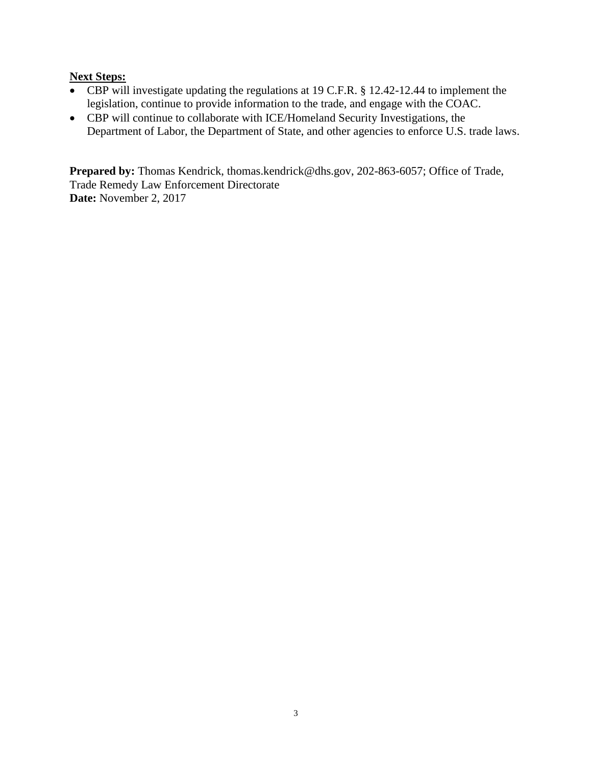**Next Steps:**

- CBP will investigate updating the regulations at 19 C.F.R. § 12.42-12.44 to implement the legislation, continue to provide information to the trade, and engage with the COAC.
- CBP will continue to collaborate with ICE/Homeland Security Investigations, the Department of Labor, the Department of State, and other agencies to enforce U.S. trade laws.

**Prepared by:** Thomas Kendrick, thomas.kendrick@dhs.gov, 202-863-6057; Office of Trade, Trade Remedy Law Enforcement Directorate
**Date:** November 2, 2017